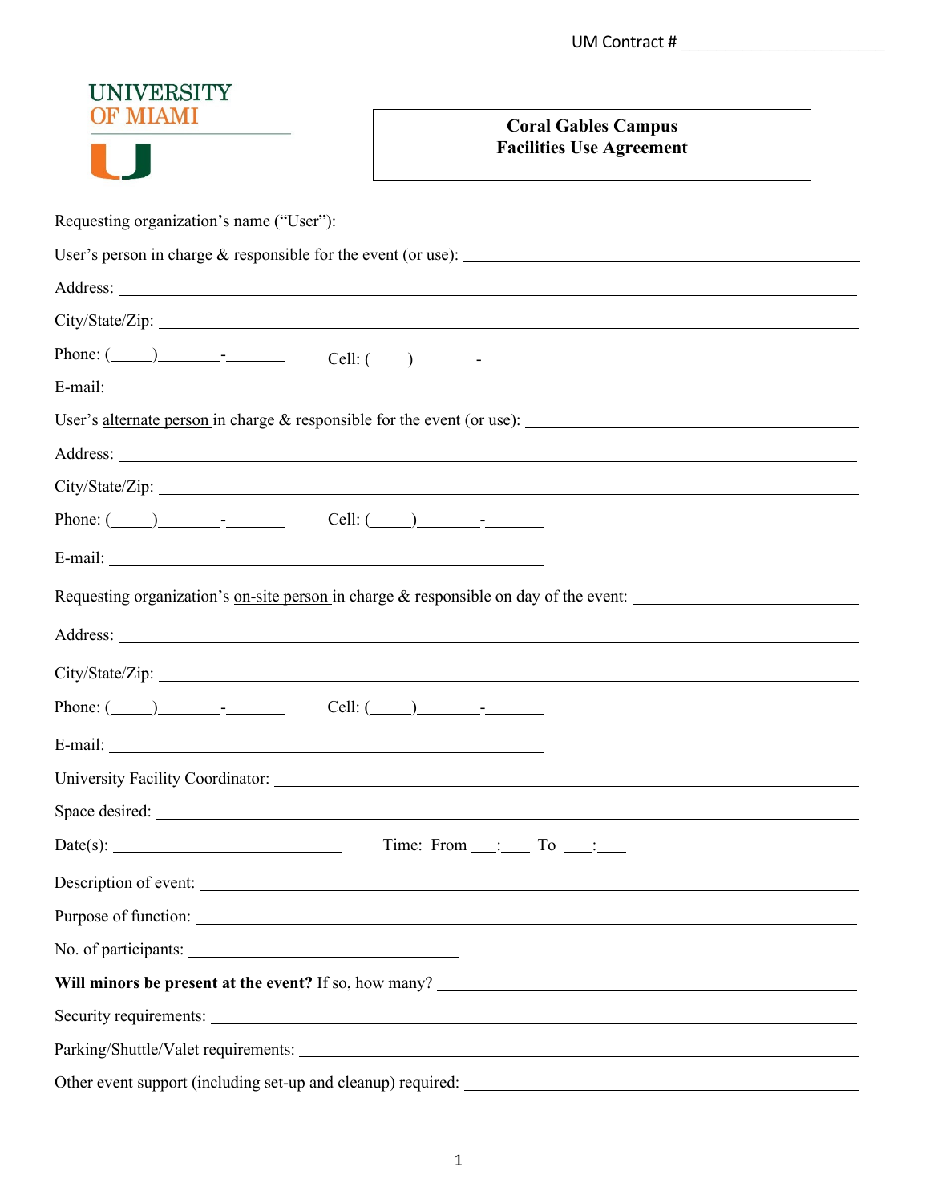UM Contract # ____________________

UNIVERSITY OF MIAMI

# Coral Gables Campus Facilities Use Agreement

Requesting organization's name ("User"): ____________________

User's person in charge & responsible for the event (or use): ____________________

Address: ____________________

City/State/Zip: ____________________

Phone: (_____)_______-_______ Cell: (____) _______-_______

E-mail: ____________________

User's alternate person in charge & responsible for the event (or use): ____________________

Address: ____________________

City/State/Zip: ____________________

Phone: (_____)_______-_______ Cell: (_____)_______-_______

E-mail: ____________________

Requesting organization's on-site person in charge & responsible on day of the event: ____________________

Address: ____________________

City/State/Zip: ____________________

Phone: (_____)_______-_______ Cell: (_____)_______-_______

E-mail: ____________________

University Facility Coordinator: ____________________

Space desired: ____________________

Date(s): ____________________ Time: From ___:___ To ___:___

Description of event: ____________________

Purpose of function: ____________________

No. of participants: ____________________

**Will minors be present at the event?** If so, how many? ____________________

Security requirements: ____________________

Parking/Shuttle/Valet requirements: ____________________

Other event support (including set-up and cleanup) required: ____________________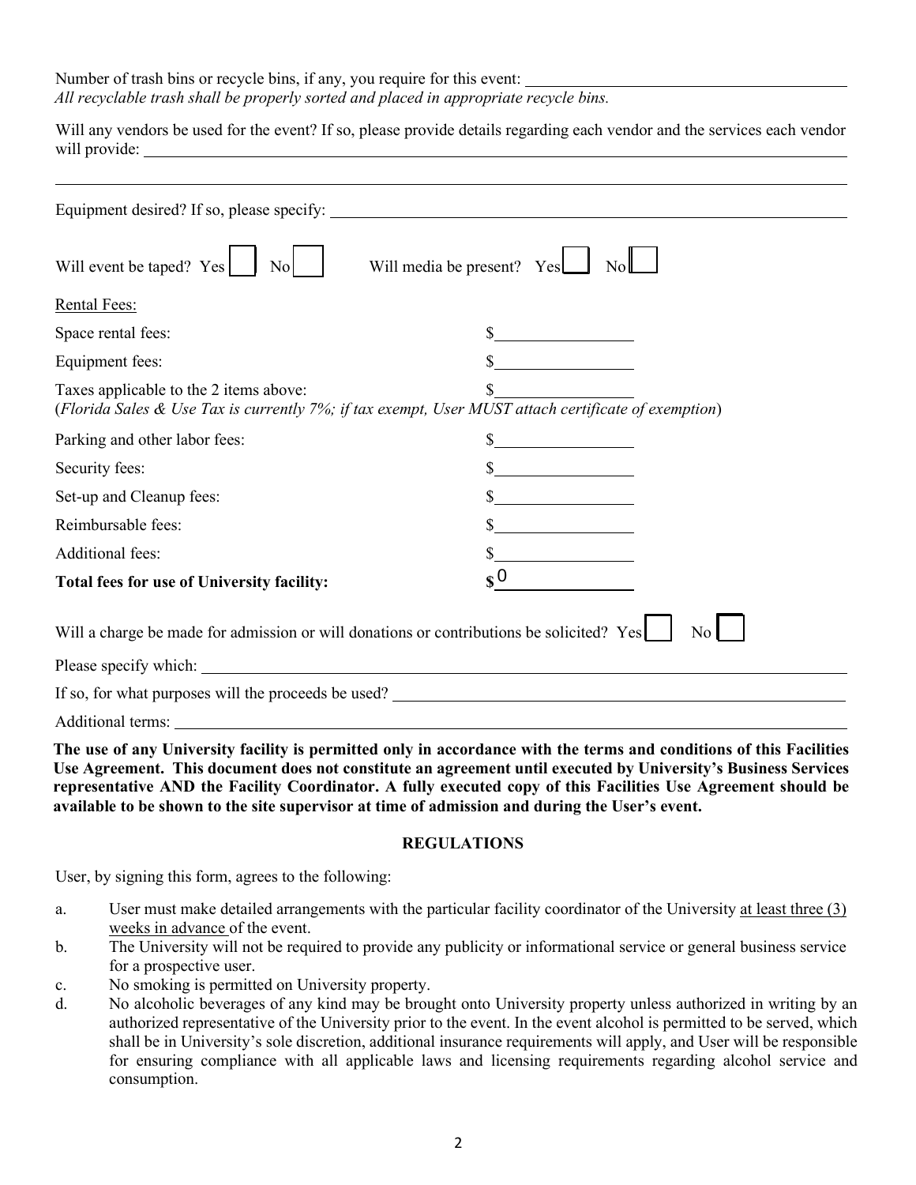Number of trash bins or recycle bins, if any, you require for this event: \_\_\_\_\_\_\_\_\_\_\_\_\_\_\_\_\_\_\_\_

*All recyclable trash shall be properly sorted and placed in appropriate recycle bins.*

Will any vendors be used for the event? If so, please provide details regarding each vendor and the services each vendor will provide: \_\_\_\_\_\_\_\_\_\_\_\_\_\_\_\_\_\_\_\_

Equipment desired? If so, please specify: \_\_\_\_\_\_\_\_\_\_\_\_\_\_\_\_\_\_\_\_

Will event be taped? Yes ☐ No ☐ Will media be present? Yes ☐ No ☐

Rental Fees:

| | |
|---|---|
| Space rental fees: | $\_\_\_\_\_\_\_\_ |
| Equipment fees: | $\_\_\_\_\_\_\_\_ |
| Taxes applicable to the 2 items above: | $\_\_\_\_\_\_\_\_ |
| (*Florida Sales & Use Tax is currently 7%; if tax exempt, User MUST attach certificate of exemption*) | |
| Parking and other labor fees: | $\_\_\_\_\_\_\_\_ |
| Security fees: | $\_\_\_\_\_\_\_\_ |
| Set-up and Cleanup fees: | $\_\_\_\_\_\_\_\_ |
| Reimbursable fees: | $\_\_\_\_\_\_\_\_ |
| Additional fees: | $\_\_\_\_\_\_\_\_ |
| **Total fees for use of University facility:** | **$** 0 |

Will a charge be made for admission or will donations or contributions be solicited? Yes ☐ No ☐

Please specify which: \_\_\_\_\_\_\_\_\_\_\_\_\_\_\_\_\_\_\_\_

If so, for what purposes will the proceeds be used? \_\_\_\_\_\_\_\_\_\_\_\_\_\_\_\_\_\_\_\_

Additional terms: \_\_\_\_\_\_\_\_\_\_\_\_\_\_\_\_\_\_\_\_

**The use of any University facility is permitted only in accordance with the terms and conditions of this Facilities Use Agreement. This document does not constitute an agreement until executed by University's Business Services representative AND the Facility Coordinator. A fully executed copy of this Facilities Use Agreement should be available to be shown to the site supervisor at time of admission and during the User's event.**

## REGULATIONS

User, by signing this form, agrees to the following:

a. User must make detailed arrangements with the particular facility coordinator of the University <u>at least three (3) weeks in advance</u> of the event.

b. The University will not be required to provide any publicity or informational service or general business service for a prospective user.

c. No smoking is permitted on University property.

d. No alcoholic beverages of any kind may be brought onto University property unless authorized in writing by an authorized representative of the University prior to the event. In the event alcohol is permitted to be served, which shall be in University's sole discretion, additional insurance requirements will apply, and User will be responsible for ensuring compliance with all applicable laws and licensing requirements regarding alcohol service and consumption.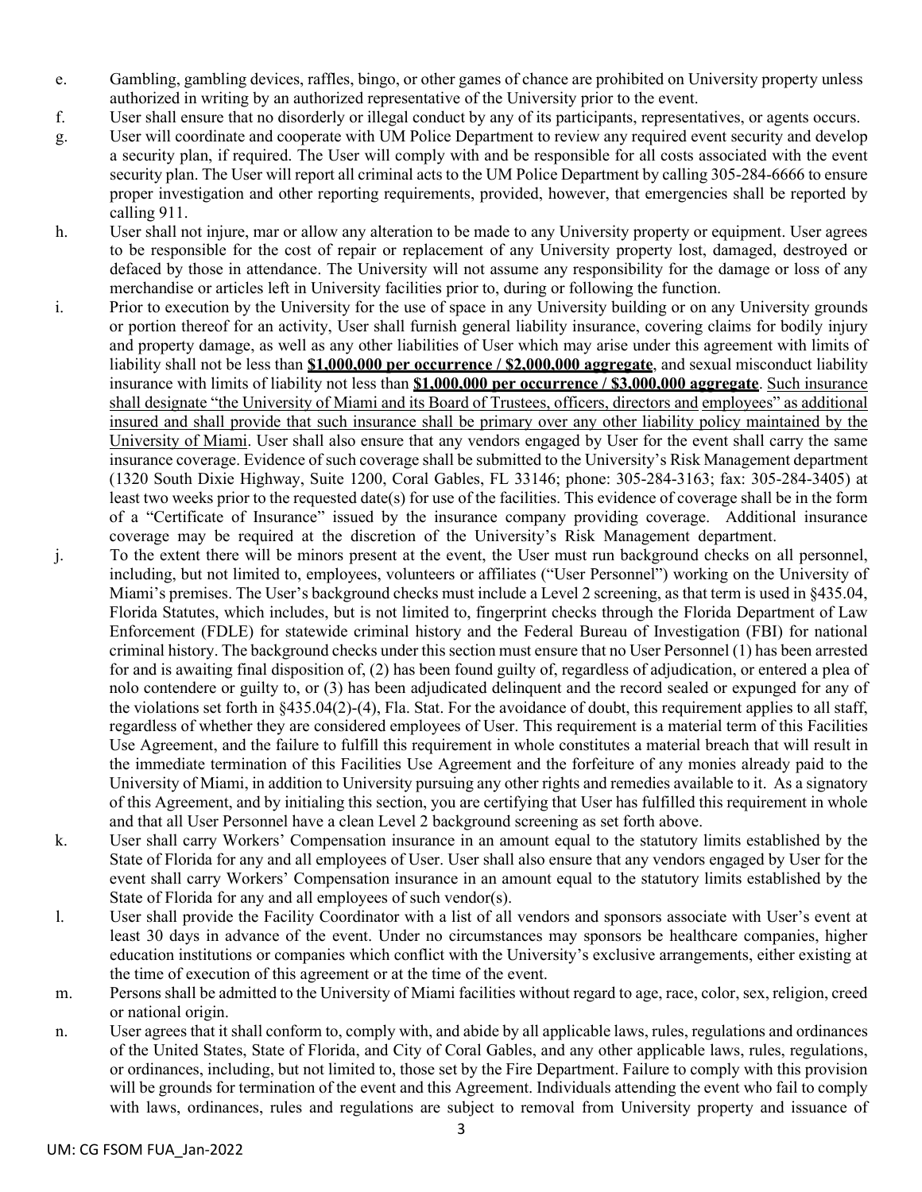e. Gambling, gambling devices, raffles, bingo, or other games of chance are prohibited on University property unless authorized in writing by an authorized representative of the University prior to the event.

f. User shall ensure that no disorderly or illegal conduct by any of its participants, representatives, or agents occurs.

g. User will coordinate and cooperate with UM Police Department to review any required event security and develop a security plan, if required. The User will comply with and be responsible for all costs associated with the event security plan. The User will report all criminal acts to the UM Police Department by calling 305-284-6666 to ensure proper investigation and other reporting requirements, provided, however, that emergencies shall be reported by calling 911.

h. User shall not injure, mar or allow any alteration to be made to any University property or equipment. User agrees to be responsible for the cost of repair or replacement of any University property lost, damaged, destroyed or defaced by those in attendance. The University will not assume any responsibility for the damage or loss of any merchandise or articles left in University facilities prior to, during or following the function.

i. Prior to execution by the University for the use of space in any University building or on any University grounds or portion thereof for an activity, User shall furnish general liability insurance, covering claims for bodily injury and property damage, as well as any other liabilities of User which may arise under this agreement with limits of liability shall not be less than **<u>$1,000,000 per occurrence / $2,000,000 aggregate</u>**, and sexual misconduct liability insurance with limits of liability not less than **<u>$1,000,000 per occurrence / $3,000,000 aggregate</u>**. <u>Such insurance shall designate "the University of Miami and its Board of Trustees, officers, directors and employees" as additional insured and shall provide that such insurance shall be primary over any other liability policy maintained by the University of Miami</u>. User shall also ensure that any vendors engaged by User for the event shall carry the same insurance coverage. Evidence of such coverage shall be submitted to the University's Risk Management department (1320 South Dixie Highway, Suite 1200, Coral Gables, FL 33146; phone: 305-284-3163; fax: 305-284-3405) at least two weeks prior to the requested date(s) for use of the facilities. This evidence of coverage shall be in the form of a "Certificate of Insurance" issued by the insurance company providing coverage. Additional insurance coverage may be required at the discretion of the University's Risk Management department.

j. To the extent there will be minors present at the event, the User must run background checks on all personnel, including, but not limited to, employees, volunteers or affiliates ("User Personnel") working on the University of Miami's premises. The User's background checks must include a Level 2 screening, as that term is used in §435.04, Florida Statutes, which includes, but is not limited to, fingerprint checks through the Florida Department of Law Enforcement (FDLE) for statewide criminal history and the Federal Bureau of Investigation (FBI) for national criminal history. The background checks under this section must ensure that no User Personnel (1) has been arrested for and is awaiting final disposition of, (2) has been found guilty of, regardless of adjudication, or entered a plea of nolo contendere or guilty to, or (3) has been adjudicated delinquent and the record sealed or expunged for any of the violations set forth in §435.04(2)-(4), Fla. Stat. For the avoidance of doubt, this requirement applies to all staff, regardless of whether they are considered employees of User. This requirement is a material term of this Facilities Use Agreement, and the failure to fulfill this requirement in whole constitutes a material breach that will result in the immediate termination of this Facilities Use Agreement and the forfeiture of any monies already paid to the University of Miami, in addition to University pursuing any other rights and remedies available to it. As a signatory of this Agreement, and by initialing this section, you are certifying that User has fulfilled this requirement in whole and that all User Personnel have a clean Level 2 background screening as set forth above.

k. User shall carry Workers' Compensation insurance in an amount equal to the statutory limits established by the State of Florida for any and all employees of User. User shall also ensure that any vendors engaged by User for the event shall carry Workers' Compensation insurance in an amount equal to the statutory limits established by the State of Florida for any and all employees of such vendor(s).

l. User shall provide the Facility Coordinator with a list of all vendors and sponsors associate with User's event at least 30 days in advance of the event. Under no circumstances may sponsors be healthcare companies, higher education institutions or companies which conflict with the University's exclusive arrangements, either existing at the time of execution of this agreement or at the time of the event.

m. Persons shall be admitted to the University of Miami facilities without regard to age, race, color, sex, religion, creed or national origin.

n. User agrees that it shall conform to, comply with, and abide by all applicable laws, rules, regulations and ordinances of the United States, State of Florida, and City of Coral Gables, and any other applicable laws, rules, regulations, or ordinances, including, but not limited to, those set by the Fire Department. Failure to comply with this provision will be grounds for termination of the event and this Agreement. Individuals attending the event who fail to comply with laws, ordinances, rules and regulations are subject to removal from University property and issuance of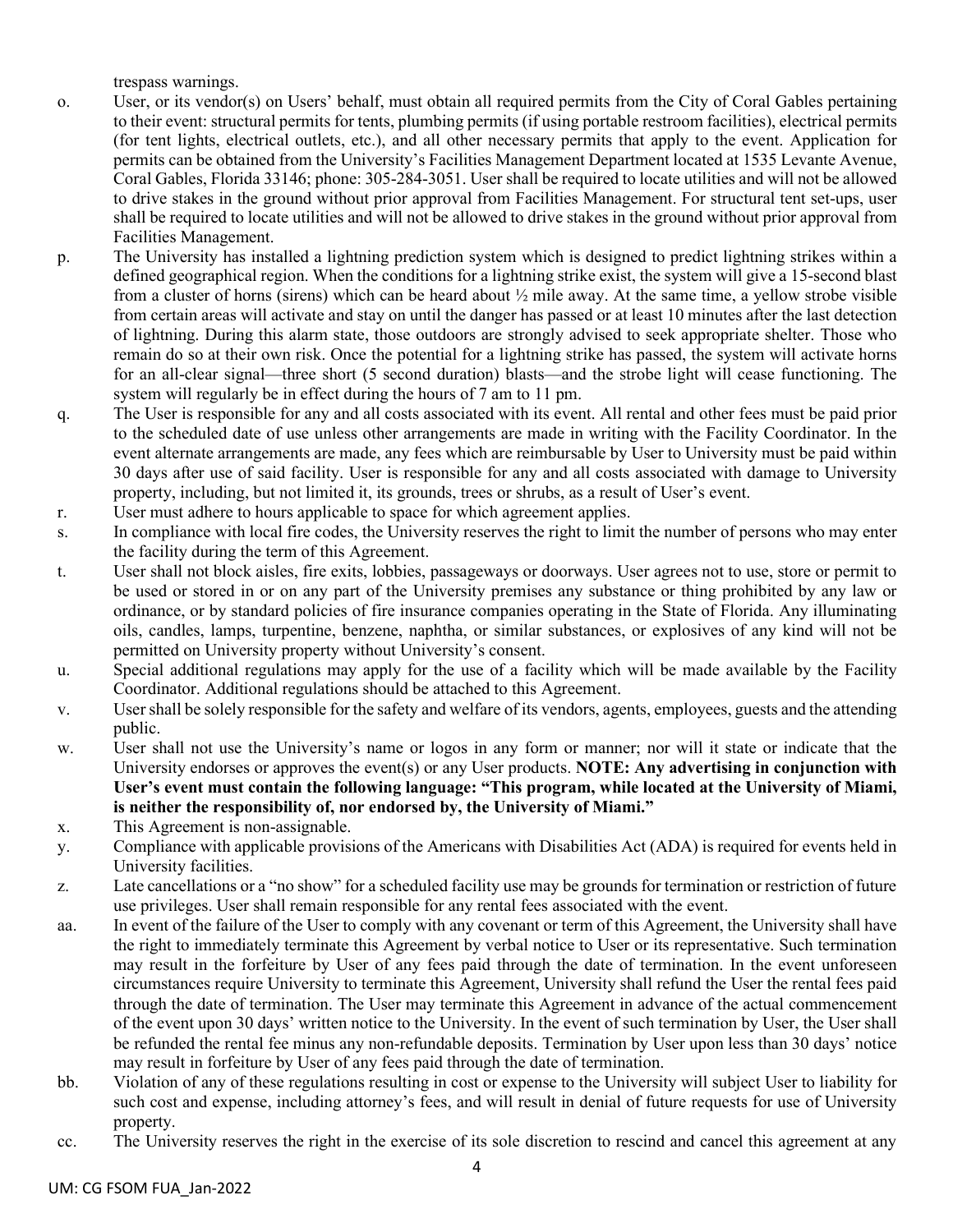trespass warnings.

o. User, or its vendor(s) on Users' behalf, must obtain all required permits from the City of Coral Gables pertaining to their event: structural permits for tents, plumbing permits (if using portable restroom facilities), electrical permits (for tent lights, electrical outlets, etc.), and all other necessary permits that apply to the event. Application for permits can be obtained from the University's Facilities Management Department located at 1535 Levante Avenue, Coral Gables, Florida 33146; phone: 305-284-3051. User shall be required to locate utilities and will not be allowed to drive stakes in the ground without prior approval from Facilities Management. For structural tent set-ups, user shall be required to locate utilities and will not be allowed to drive stakes in the ground without prior approval from Facilities Management.

p. The University has installed a lightning prediction system which is designed to predict lightning strikes within a defined geographical region. When the conditions for a lightning strike exist, the system will give a 15-second blast from a cluster of horns (sirens) which can be heard about ½ mile away. At the same time, a yellow strobe visible from certain areas will activate and stay on until the danger has passed or at least 10 minutes after the last detection of lightning. During this alarm state, those outdoors are strongly advised to seek appropriate shelter. Those who remain do so at their own risk. Once the potential for a lightning strike has passed, the system will activate horns for an all-clear signal—three short (5 second duration) blasts—and the strobe light will cease functioning. The system will regularly be in effect during the hours of 7 am to 11 pm.

q. The User is responsible for any and all costs associated with its event. All rental and other fees must be paid prior to the scheduled date of use unless other arrangements are made in writing with the Facility Coordinator. In the event alternate arrangements are made, any fees which are reimbursable by User to University must be paid within 30 days after use of said facility. User is responsible for any and all costs associated with damage to University property, including, but not limited it, its grounds, trees or shrubs, as a result of User's event.

r. User must adhere to hours applicable to space for which agreement applies.

s. In compliance with local fire codes, the University reserves the right to limit the number of persons who may enter the facility during the term of this Agreement.

t. User shall not block aisles, fire exits, lobbies, passageways or doorways. User agrees not to use, store or permit to be used or stored in or on any part of the University premises any substance or thing prohibited by any law or ordinance, or by standard policies of fire insurance companies operating in the State of Florida. Any illuminating oils, candles, lamps, turpentine, benzene, naphtha, or similar substances, or explosives of any kind will not be permitted on University property without University's consent.

u. Special additional regulations may apply for the use of a facility which will be made available by the Facility Coordinator. Additional regulations should be attached to this Agreement.

v. User shall be solely responsible for the safety and welfare of its vendors, agents, employees, guests and the attending public.

w. User shall not use the University's name or logos in any form or manner; nor will it state or indicate that the University endorses or approves the event(s) or any User products. **NOTE: Any advertising in conjunction with User's event must contain the following language: "This program, while located at the University of Miami, is neither the responsibility of, nor endorsed by, the University of Miami."**

x. This Agreement is non-assignable.

y. Compliance with applicable provisions of the Americans with Disabilities Act (ADA) is required for events held in University facilities.

z. Late cancellations or a "no show" for a scheduled facility use may be grounds for termination or restriction of future use privileges. User shall remain responsible for any rental fees associated with the event.

aa. In event of the failure of the User to comply with any covenant or term of this Agreement, the University shall have the right to immediately terminate this Agreement by verbal notice to User or its representative. Such termination may result in the forfeiture by User of any fees paid through the date of termination. In the event unforeseen circumstances require University to terminate this Agreement, University shall refund the User the rental fees paid through the date of termination. The User may terminate this Agreement in advance of the actual commencement of the event upon 30 days' written notice to the University. In the event of such termination by User, the User shall be refunded the rental fee minus any non-refundable deposits. Termination by User upon less than 30 days' notice may result in forfeiture by User of any fees paid through the date of termination.

bb. Violation of any of these regulations resulting in cost or expense to the University will subject User to liability for such cost and expense, including attorney's fees, and will result in denial of future requests for use of University property.

cc. The University reserves the right in the exercise of its sole discretion to rescind and cancel this agreement at any

UM: CG FSOM FUA_Jan-2022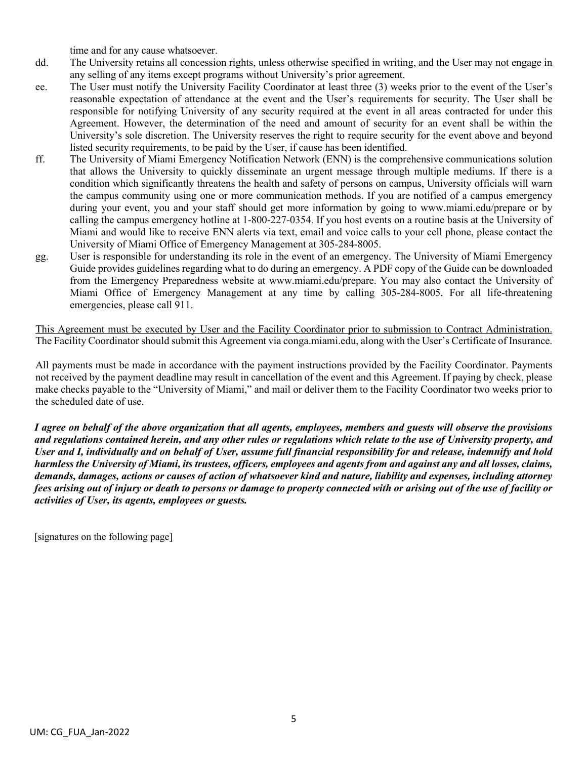time and for any cause whatsoever.

dd. The University retains all concession rights, unless otherwise specified in writing, and the User may not engage in any selling of any items except programs without University's prior agreement.

ee. The User must notify the University Facility Coordinator at least three (3) weeks prior to the event of the User's reasonable expectation of attendance at the event and the User's requirements for security. The User shall be responsible for notifying University of any security required at the event in all areas contracted for under this Agreement. However, the determination of the need and amount of security for an event shall be within the University's sole discretion. The University reserves the right to require security for the event above and beyond listed security requirements, to be paid by the User, if cause has been identified.

ff. The University of Miami Emergency Notification Network (ENN) is the comprehensive communications solution that allows the University to quickly disseminate an urgent message through multiple mediums. If there is a condition which significantly threatens the health and safety of persons on campus, University officials will warn the campus community using one or more communication methods. If you are notified of a campus emergency during your event, you and your staff should get more information by going to www.miami.edu/prepare or by calling the campus emergency hotline at 1-800-227-0354. If you host events on a routine basis at the University of Miami and would like to receive ENN alerts via text, email and voice calls to your cell phone, please contact the University of Miami Office of Emergency Management at 305-284-8005.

gg. User is responsible for understanding its role in the event of an emergency. The University of Miami Emergency Guide provides guidelines regarding what to do during an emergency. A PDF copy of the Guide can be downloaded from the Emergency Preparedness website at www.miami.edu/prepare. You may also contact the University of Miami Office of Emergency Management at any time by calling 305-284-8005. For all life-threatening emergencies, please call 911.

<u>This Agreement must be executed by User and the Facility Coordinator prior to submission to Contract Administration.</u> The Facility Coordinator should submit this Agreement via conga.miami.edu, along with the User's Certificate of Insurance.

All payments must be made in accordance with the payment instructions provided by the Facility Coordinator. Payments not received by the payment deadline may result in cancellation of the event and this Agreement. If paying by check, please make checks payable to the "University of Miami," and mail or deliver them to the Facility Coordinator two weeks prior to the scheduled date of use.

***I agree on behalf of the above organization that all agents, employees, members and guests will observe the provisions and regulations contained herein, and any other rules or regulations which relate to the use of University property, and User and I, individually and on behalf of User, assume full financial responsibility for and release, indemnify and hold harmless the University of Miami, its trustees, officers, employees and agents from and against any and all losses, claims, demands, damages, actions or causes of action of whatsoever kind and nature, liability and expenses, including attorney fees arising out of injury or death to persons or damage to property connected with or arising out of the use of facility or activities of User, its agents, employees or guests.***

[signatures on the following page]

UM: CG_FUA_Jan-2022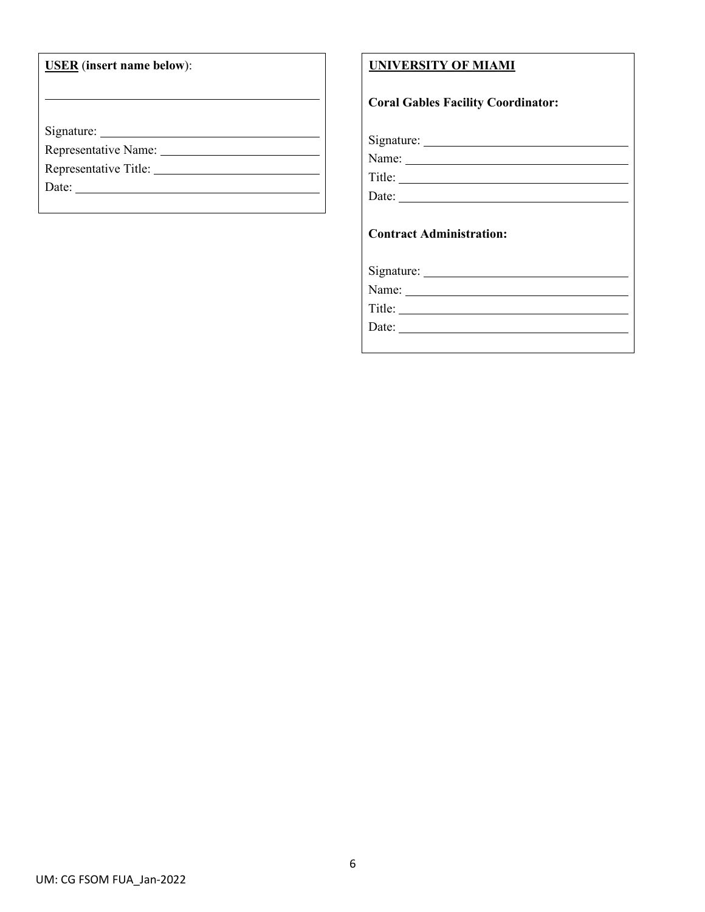**USER** (**insert name below**):

\_\_\_\_\_\_\_\_\_\_\_\_\_\_\_\_\_\_\_\_\_\_\_\_\_\_\_\_\_\_\_\_\_\_\_\_\_\_\_\_

Signature: \_\_\_\_\_\_\_\_\_\_\_\_\_\_\_\_\_\_\_\_\_\_\_\_\_\_\_\_\_\_

Representative Name: \_\_\_\_\_\_\_\_\_\_\_\_\_\_\_\_\_\_\_\_\_\_

Representative Title: \_\_\_\_\_\_\_\_\_\_\_\_\_\_\_\_\_\_\_\_\_\_

Date: \_\_\_\_\_\_\_\_\_\_\_\_\_\_\_\_\_\_\_\_\_\_\_\_\_\_\_\_\_\_\_\_\_\_

**UNIVERSITY OF MIAMI**

**Coral Gables Facility Coordinator:**

Signature: \_\_\_\_\_\_\_\_\_\_\_\_\_\_\_\_\_\_\_\_\_\_\_\_\_\_\_\_\_\_

Name: \_\_\_\_\_\_\_\_\_\_\_\_\_\_\_\_\_\_\_\_\_\_\_\_\_\_\_\_\_\_\_\_\_\_

Title: \_\_\_\_\_\_\_\_\_\_\_\_\_\_\_\_\_\_\_\_\_\_\_\_\_\_\_\_\_\_\_\_\_\_\_

Date: \_\_\_\_\_\_\_\_\_\_\_\_\_\_\_\_\_\_\_\_\_\_\_\_\_\_\_\_\_\_\_\_\_\_\_

**Contract Administration:**

Signature: \_\_\_\_\_\_\_\_\_\_\_\_\_\_\_\_\_\_\_\_\_\_\_\_\_\_\_\_\_\_

Name: \_\_\_\_\_\_\_\_\_\_\_\_\_\_\_\_\_\_\_\_\_\_\_\_\_\_\_\_\_\_\_\_\_\_

Title: \_\_\_\_\_\_\_\_\_\_\_\_\_\_\_\_\_\_\_\_\_\_\_\_\_\_\_\_\_\_\_\_\_\_\_

Date: \_\_\_\_\_\_\_\_\_\_\_\_\_\_\_\_\_\_\_\_\_\_\_\_\_\_\_\_\_\_\_\_\_\_\_

UM: CG FSOM FUA_Jan-2022